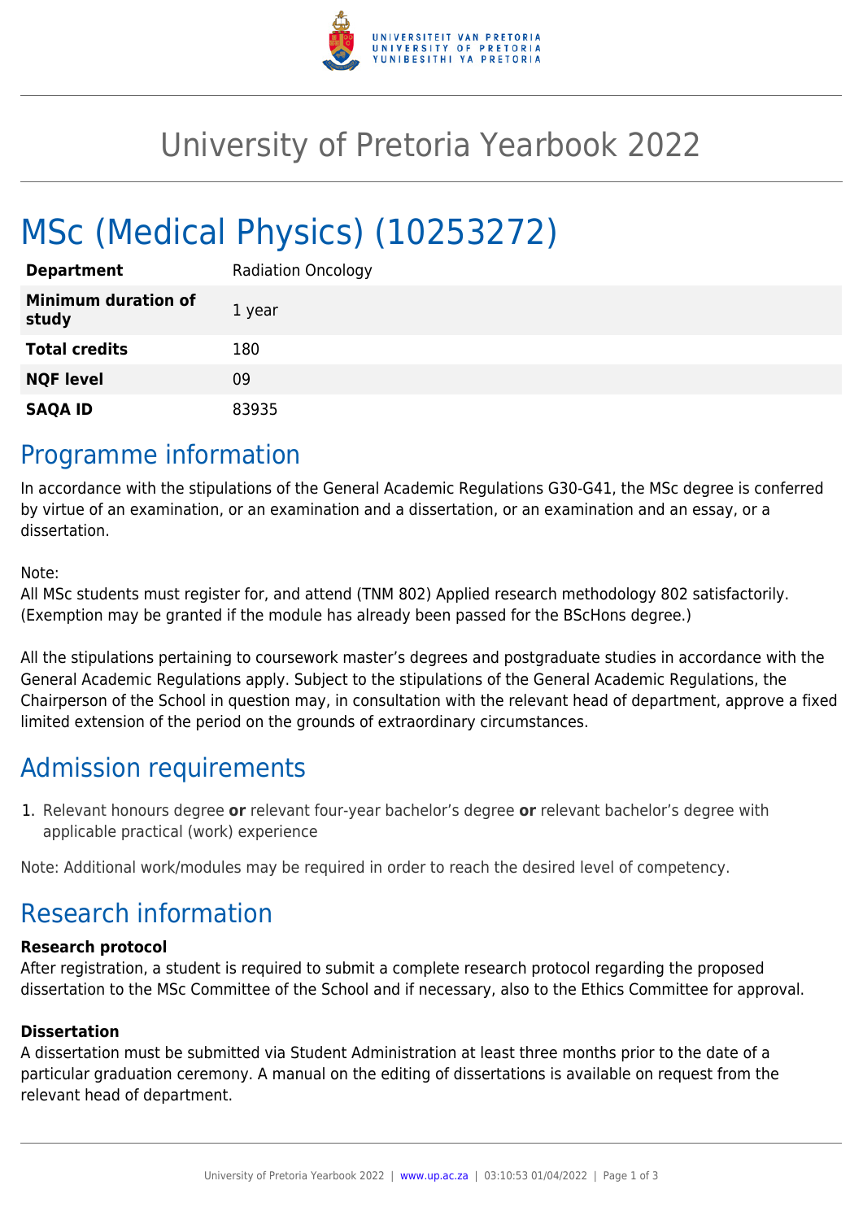# University of Pretoria Yearbook 2022

# MSc (Medical Physics) (10253272)

| | |
|---|---|
| **Department** | Radiation Oncology |
| **Minimum duration of study** | 1 year |
| **Total credits** | 180 |
| **NQF level** | 09 |
| **SAQA ID** | 83935 |

## Programme information

In accordance with the stipulations of the General Academic Regulations G30-G41, the MSc degree is conferred by virtue of an examination, or an examination and a dissertation, or an examination and an essay, or a dissertation.

Note:
All MSc students must register for, and attend (TNM 802) Applied research methodology 802 satisfactorily. (Exemption may be granted if the module has already been passed for the BScHons degree.)

All the stipulations pertaining to coursework master's degrees and postgraduate studies in accordance with the General Academic Regulations apply. Subject to the stipulations of the General Academic Regulations, the Chairperson of the School in question may, in consultation with the relevant head of department, approve a fixed limited extension of the period on the grounds of extraordinary circumstances.

## Admission requirements

1. Relevant honours degree **or** relevant four-year bachelor's degree **or** relevant bachelor's degree with applicable practical (work) experience

Note: Additional work/modules may be required in order to reach the desired level of competency.

## Research information

**Research protocol**
After registration, a student is required to submit a complete research protocol regarding the proposed dissertation to the MSc Committee of the School and if necessary, also to the Ethics Committee for approval.

**Dissertation**
A dissertation must be submitted via Student Administration at least three months prior to the date of a particular graduation ceremony. A manual on the editing of dissertations is available on request from the relevant head of department.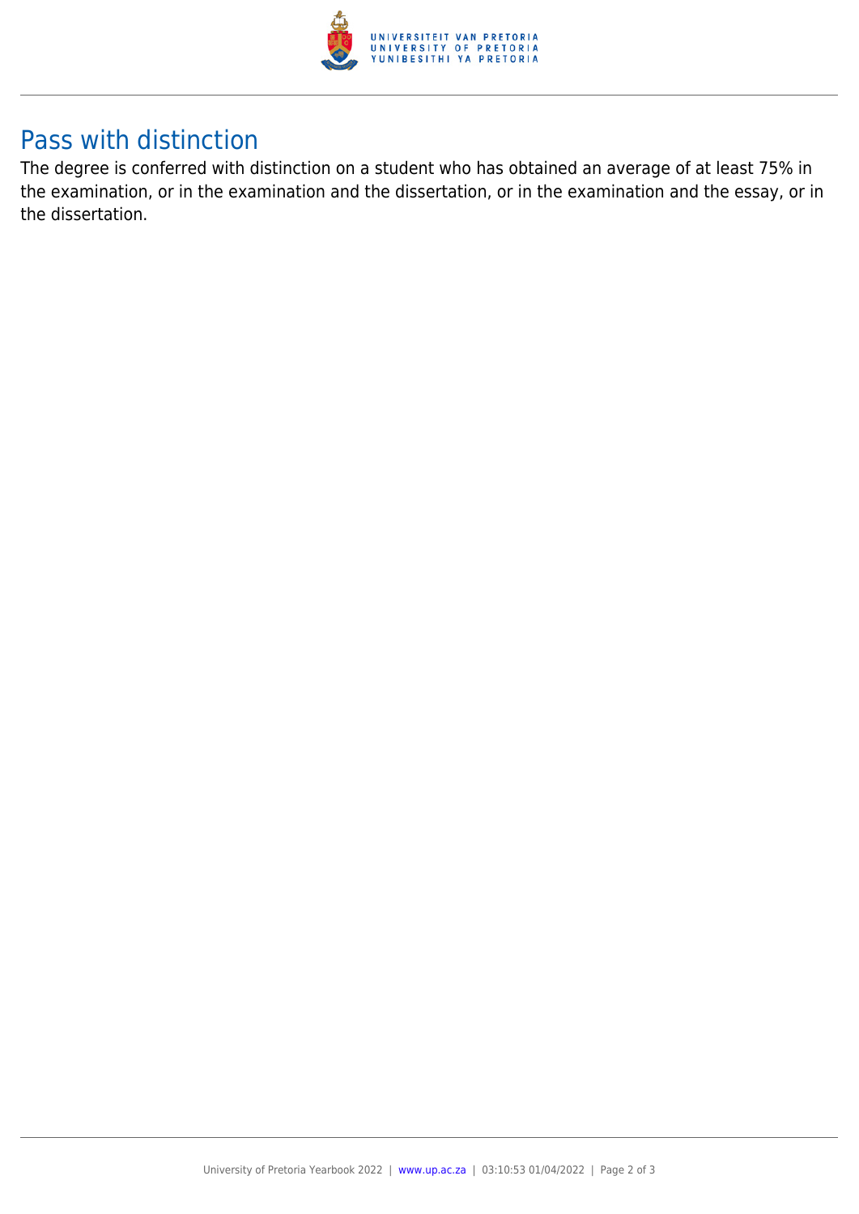## Pass with distinction

The degree is conferred with distinction on a student who has obtained an average of at least 75% in the examination, or in the examination and the dissertation, or in the examination and the essay, or in the dissertation.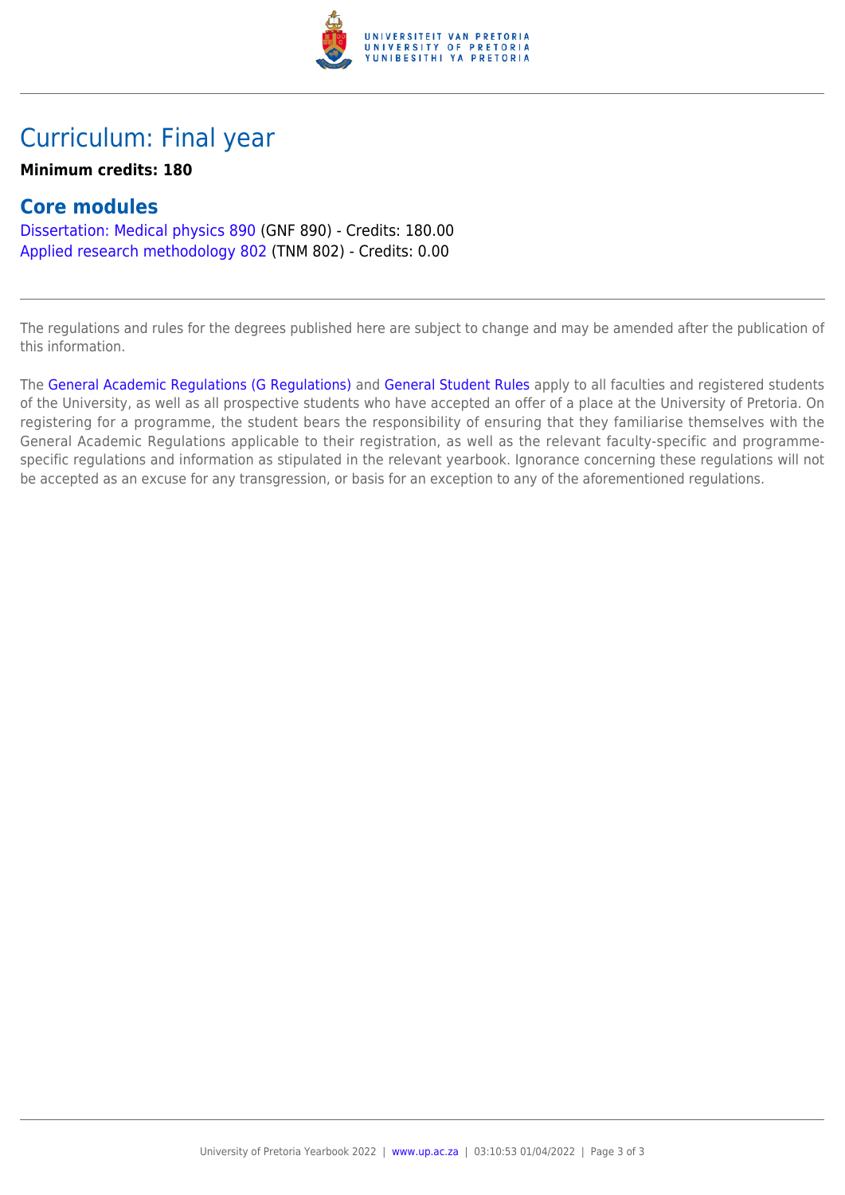# Curriculum: Final year

**Minimum credits: 180**

## Core modules

Dissertation: Medical physics 890 (GNF 890) - Credits: 180.00
Applied research methodology 802 (TNM 802) - Credits: 0.00

The regulations and rules for the degrees published here are subject to change and may be amended after the publication of this information.

The General Academic Regulations (G Regulations) and General Student Rules apply to all faculties and registered students of the University, as well as all prospective students who have accepted an offer of a place at the University of Pretoria. On registering for a programme, the student bears the responsibility of ensuring that they familiarise themselves with the General Academic Regulations applicable to their registration, as well as the relevant faculty-specific and programme-specific regulations and information as stipulated in the relevant yearbook. Ignorance concerning these regulations will not be accepted as an excuse for any transgression, or basis for an exception to any of the aforementioned regulations.